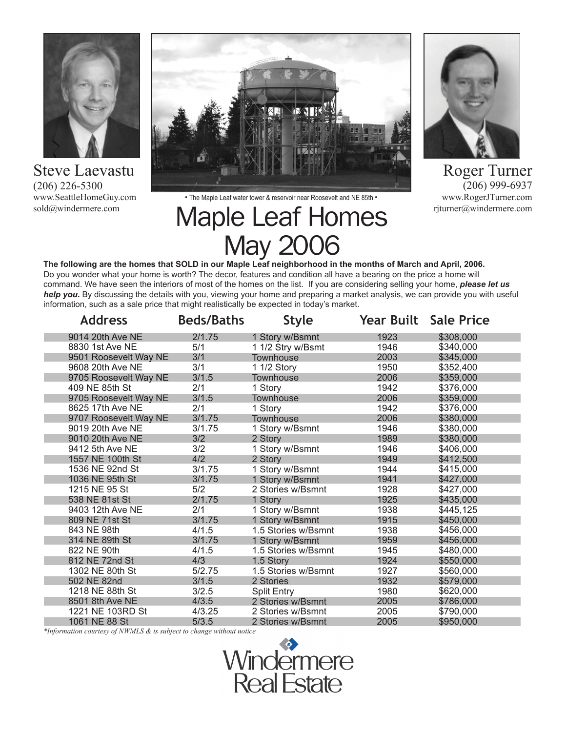Steve Laevastu
(206) 226-5300
www.SeattleHomeGuy.com
sold@windermere.com

• The Maple Leaf water tower & reservoir near Roosevelt and NE 85th •

Roger Turner
(206) 999-6937
www.RogerJTurner.com
rjturner@windermere.com

# Maple Leaf Homes May 2006

**The following are the homes that SOLD in our Maple Leaf neighborhood in the months of March and April, 2006.** Do you wonder what your home is worth? The decor, features and condition all have a bearing on the price a home will command. We have seen the interiors of most of the homes on the list. If you are considering selling your home, ***please let us help you.*** By discussing the details with you, viewing your home and preparing a market analysis, we can provide you with useful information, such as a sale price that might realistically be expected in today's market.

| Address | Beds/Baths | Style | Year Built | Sale Price |
|---|---|---|---|---|
| 9014 20th Ave NE | 2/1.75 | 1 Story w/Bsmnt | 1923 | $308,000 |
| 8830 1st Ave NE | 5/1 | 1 1/2 Stry w/Bsmt | 1946 | $340,000 |
| 9501 Roosevelt Way NE | 3/1 | Townhouse | 2003 | $345,000 |
| 9608 20th Ave NE | 3/1 | 1 1/2 Story | 1950 | $352,400 |
| 9705 Roosevelt Way NE | 3/1.5 | Townhouse | 2006 | $359,000 |
| 409 NE 85th St | 2/1 | 1 Story | 1942 | $376,000 |
| 9705 Roosevelt Way NE | 3/1.5 | Townhouse | 2006 | $359,000 |
| 8625 17th Ave NE | 2/1 | 1 Story | 1942 | $376,000 |
| 9707 Roosevelt Way NE | 3/1.75 | Townhouse | 2006 | $380,000 |
| 9019 20th Ave NE | 3/1.75 | 1 Story w/Bsmnt | 1946 | $380,000 |
| 9010 20th Ave NE | 3/2 | 2 Story | 1989 | $380,000 |
| 9412 5th Ave NE | 3/2 | 1 Story w/Bsmnt | 1946 | $406,000 |
| 1557 NE 100th St | 4/2 | 2 Story | 1949 | $412,500 |
| 1536 NE 92nd St | 3/1.75 | 1 Story w/Bsmnt | 1944 | $415,000 |
| 1036 NE 95th St | 3/1.75 | 1 Story w/Bsmnt | 1941 | $427,000 |
| 1215 NE 95 St | 5/2 | 2 Stories w/Bsmnt | 1928 | $427,000 |
| 538 NE 81st St | 2/1.75 | 1 Story | 1925 | $435,000 |
| 9403 12th Ave NE | 2/1 | 1 Story w/Bsmnt | 1938 | $445,125 |
| 809 NE 71st St | 3/1.75 | 1 Story w/Bsmnt | 1915 | $450,000 |
| 843 NE 98th | 4/1.5 | 1.5 Stories w/Bsmnt | 1938 | $456,000 |
| 314 NE 89th St | 3/1.75 | 1 Story w/Bsmnt | 1959 | $456,000 |
| 822 NE 90th | 4/1.5 | 1.5 Stories w/Bsmnt | 1945 | $480,000 |
| 812 NE 72nd St | 4/3 | 1.5 Story | 1924 | $550,000 |
| 1302 NE 80th St | 5/2.75 | 1.5 Stories w/Bsmnt | 1927 | $560,000 |
| 502 NE 82nd | 3/1.5 | 2 Stories | 1932 | $579,000 |
| 1218 NE 88th St | 3/2.5 | Split Entry | 1980 | $620,000 |
| 8501 8th Ave NE | 4/3.5 | 2 Stories w/Bsmnt | 2005 | $786,000 |
| 1221 NE 103RD St | 4/3.25 | 2 Stories w/Bsmnt | 2005 | $790,000 |
| 1061 NE 88 St | 5/3.5 | 2 Stories w/Bsmnt | 2005 | $950,000 |

*\*Information courtesy of NWMLS & is subject to change without notice*

Windermere Real Estate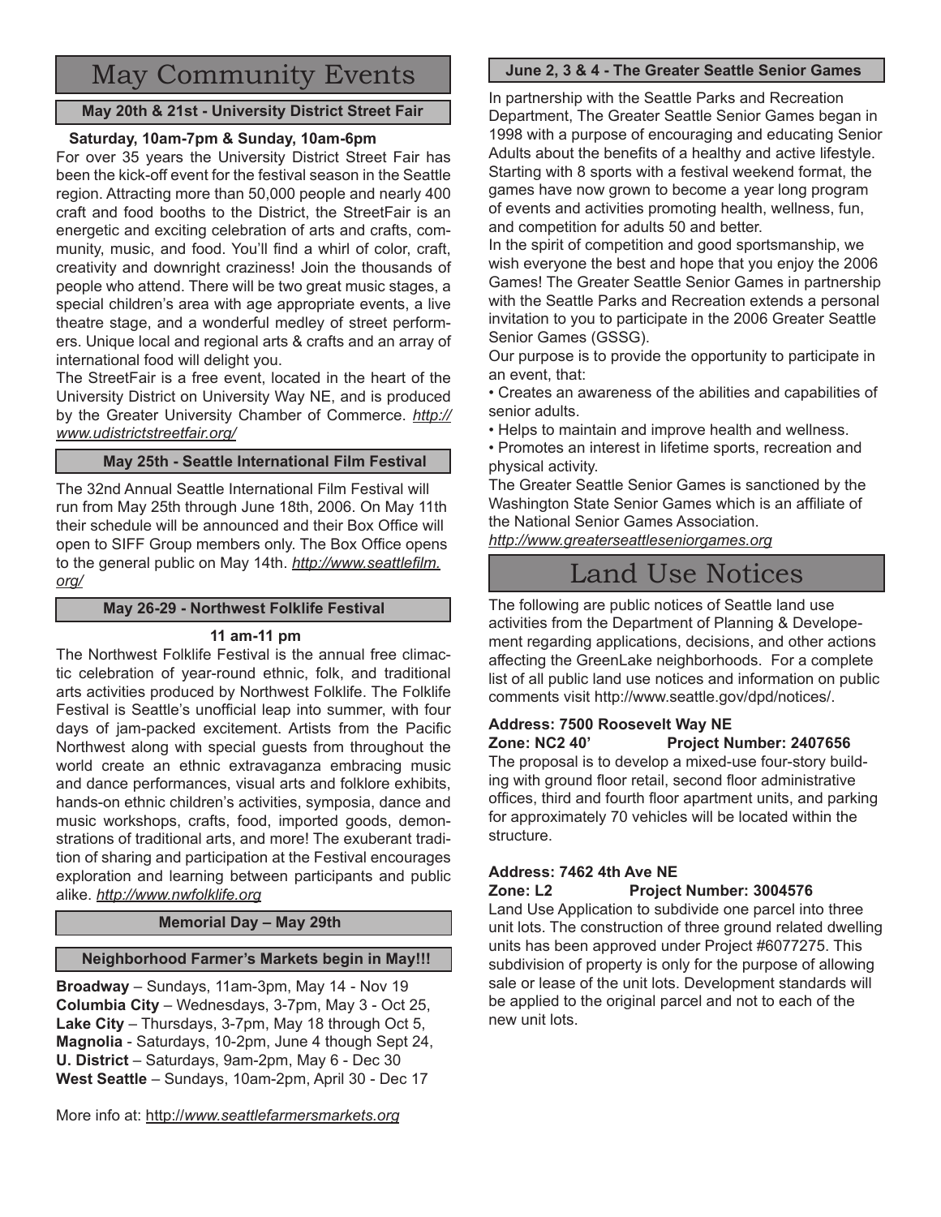# May Community Events

### May 20th & 21st - University District Street Fair

**Saturday, 10am-7pm & Sunday, 10am-6pm**

For over 35 years the University District Street Fair has been the kick-off event for the festival season in the Seattle region. Attracting more than 50,000 people and nearly 400 craft and food booths to the District, the StreetFair is an energetic and exciting celebration of arts and crafts, community, music, and food. You'll find a whirl of color, craft, creativity and downright craziness! Join the thousands of people who attend. There will be two great music stages, a special children's area with age appropriate events, a live theatre stage, and a wonderful medley of street performers. Unique local and regional arts & crafts and an array of international food will delight you.

The StreetFair is a free event, located in the heart of the University District on University Way NE, and is produced by the Greater University Chamber of Commerce. *http://www.udistrictstreetfair.org/*

### May 25th - Seattle International Film Festival

The 32nd Annual Seattle International Film Festival will run from May 25th through June 18th, 2006. On May 11th their schedule will be announced and their Box Office will open to SIFF Group members only. The Box Office opens to the general public on May 14th. *http://www.seattlefilm.org/*

### May 26-29 - Northwest Folklife Festival

**11 am-11 pm**

The Northwest Folklife Festival is the annual free climactic celebration of year-round ethnic, folk, and traditional arts activities produced by Northwest Folklife. The Folklife Festival is Seattle's unofficial leap into summer, with four days of jam-packed excitement. Artists from the Pacific Northwest along with special guests from throughout the world create an ethnic extravaganza embracing music and dance performances, visual arts and folklore exhibits, hands-on ethnic children's activities, symposia, dance and music workshops, crafts, food, imported goods, demonstrations of traditional arts, and more! The exuberant tradition of sharing and participation at the Festival encourages exploration and learning between participants and public alike. *http://www.nwfolklife.org*

### Memorial Day – May 29th

### Neighborhood Farmer's Markets begin in May!!!

**Broadway** – Sundays, 11am-3pm, May 14 - Nov 19
**Columbia City** – Wednesdays, 3-7pm, May 3 - Oct 25,
**Lake City** – Thursdays, 3-7pm, May 18 through Oct 5,
**Magnolia** - Saturdays, 10-2pm, June 4 though Sept 24,
**U. District** – Saturdays, 9am-2pm, May 6 - Dec 30
**West Seattle** – Sundays, 10am-2pm, April 30 - Dec 17

More info at: http://*www.seattlefarmersmarkets.org*

### June 2, 3 & 4 - The Greater Seattle Senior Games

In partnership with the Seattle Parks and Recreation Department, The Greater Seattle Senior Games began in 1998 with a purpose of encouraging and educating Senior Adults about the benefits of a healthy and active lifestyle. Starting with 8 sports with a festival weekend format, the games have now grown to become a year long program of events and activities promoting health, wellness, fun, and competition for adults 50 and better.

In the spirit of competition and good sportsmanship, we wish everyone the best and hope that you enjoy the 2006 Games! The Greater Seattle Senior Games in partnership with the Seattle Parks and Recreation extends a personal invitation to you to participate in the 2006 Greater Seattle Senior Games (GSSG).

Our purpose is to provide the opportunity to participate in an event, that:

- Creates an awareness of the abilities and capabilities of senior adults.
- Helps to maintain and improve health and wellness.
- Promotes an interest in lifetime sports, recreation and physical activity.

The Greater Seattle Senior Games is sanctioned by the Washington State Senior Games which is an affiliate of the National Senior Games Association.

*http://www.greaterseattleseniorgames.org*

# Land Use Notices

The following are public notices of Seattle land use activities from the Department of Planning & Developement regarding applications, decisions, and other actions affecting the GreenLake neighborhoods. For a complete list of all public land use notices and information on public comments visit http://www.seattle.gov/dpd/notices/.

**Address: 7500 Roosevelt Way NE**
**Zone: NC2 40' Project Number: 2407656**

The proposal is to develop a mixed-use four-story building with ground floor retail, second floor administrative offices, third and fourth floor apartment units, and parking for approximately 70 vehicles will be located within the structure.

**Address: 7462 4th Ave NE**
**Zone: L2 Project Number: 3004576**

Land Use Application to subdivide one parcel into three unit lots. The construction of three ground related dwelling units has been approved under Project #6077275. This subdivision of property is only for the purpose of allowing sale or lease of the unit lots. Development standards will be applied to the original parcel and not to each of the new unit lots.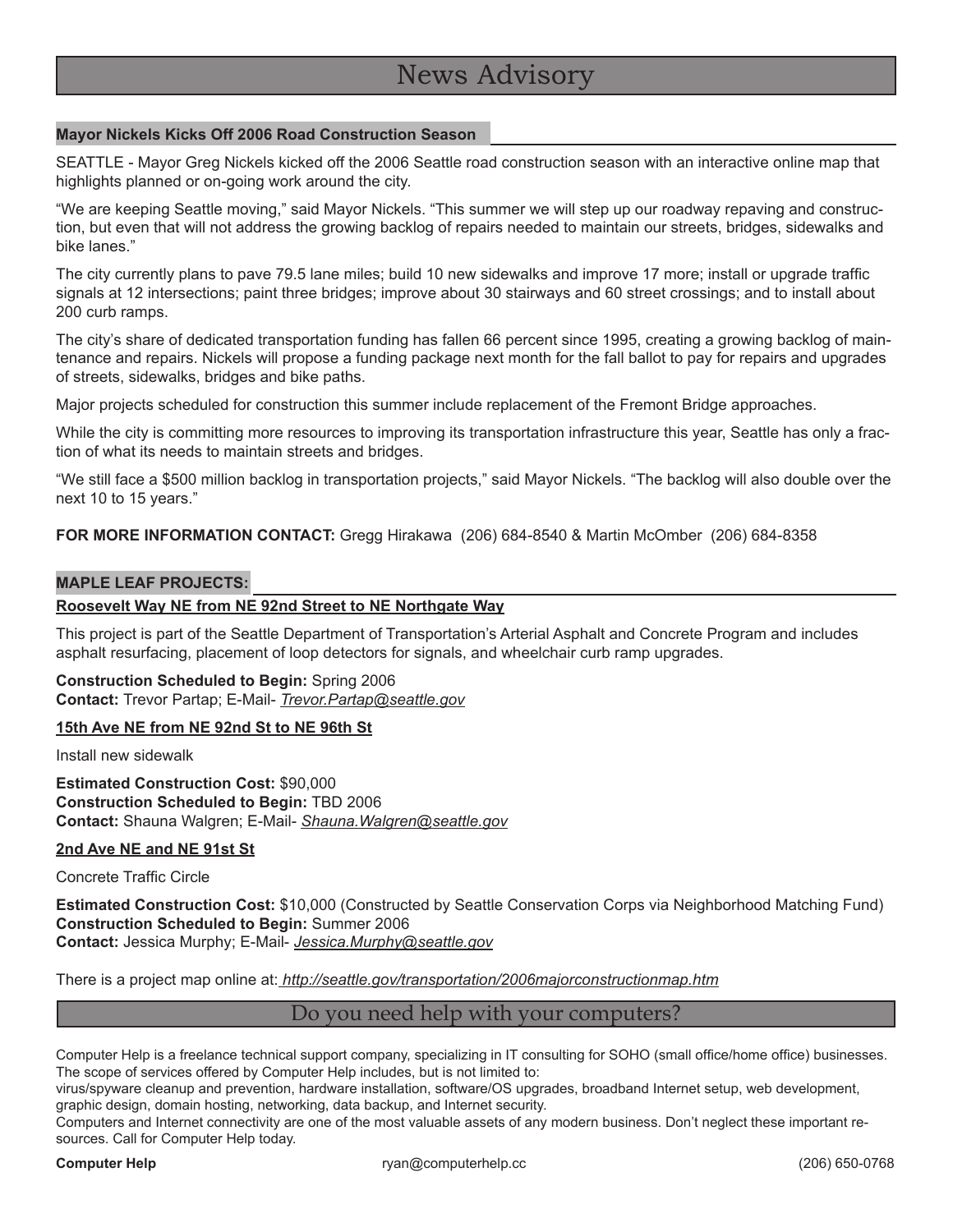# News Advisory

## Mayor Nickels Kicks Off 2006 Road Construction Season

SEATTLE - Mayor Greg Nickels kicked off the 2006 Seattle road construction season with an interactive online map that highlights planned or on-going work around the city.

"We are keeping Seattle moving," said Mayor Nickels. "This summer we will step up our roadway repaving and construction, but even that will not address the growing backlog of repairs needed to maintain our streets, bridges, sidewalks and bike lanes."

The city currently plans to pave 79.5 lane miles; build 10 new sidewalks and improve 17 more; install or upgrade traffic signals at 12 intersections; paint three bridges; improve about 30 stairways and 60 street crossings; and to install about 200 curb ramps.

The city's share of dedicated transportation funding has fallen 66 percent since 1995, creating a growing backlog of maintenance and repairs. Nickels will propose a funding package next month for the fall ballot to pay for repairs and upgrades of streets, sidewalks, bridges and bike paths.

Major projects scheduled for construction this summer include replacement of the Fremont Bridge approaches.

While the city is committing more resources to improving its transportation infrastructure this year, Seattle has only a fraction of what its needs to maintain streets and bridges.

"We still face a $500 million backlog in transportation projects," said Mayor Nickels. "The backlog will also double over the next 10 to 15 years."

**FOR MORE INFORMATION CONTACT:** Gregg Hirakawa (206) 684-8540 & Martin McOmber (206) 684-8358

## MAPLE LEAF PROJECTS:

### Roosevelt Way NE from NE 92nd Street to NE Northgate Way

This project is part of the Seattle Department of Transportation's Arterial Asphalt and Concrete Program and includes asphalt resurfacing, placement of loop detectors for signals, and wheelchair curb ramp upgrades.

**Construction Scheduled to Begin:** Spring 2006
**Contact:** Trevor Partap; E-Mail- *Trevor.Partap@seattle.gov*

### 15th Ave NE from NE 92nd St to NE 96th St

Install new sidewalk

**Estimated Construction Cost:** $90,000
**Construction Scheduled to Begin:** TBD 2006
**Contact:** Shauna Walgren; E-Mail- *Shauna.Walgren@seattle.gov*

### 2nd Ave NE and NE 91st St

Concrete Traffic Circle

**Estimated Construction Cost:** $10,000 (Constructed by Seattle Conservation Corps via Neighborhood Matching Fund)
**Construction Scheduled to Begin:** Summer 2006
**Contact:** Jessica Murphy; E-Mail- *Jessica.Murphy@seattle.gov*

There is a project map online at: *http://seattle.gov/transportation/2006majorconstructionmap.htm*

# Do you need help with your computers?

Computer Help is a freelance technical support company, specializing in IT consulting for SOHO (small office/home office) businesses. The scope of services offered by Computer Help includes, but is not limited to:
virus/spyware cleanup and prevention, hardware installation, software/OS upgrades, broadband Internet setup, web development, graphic design, domain hosting, networking, data backup, and Internet security.
Computers and Internet connectivity are one of the most valuable assets of any modern business. Don't neglect these important resources. Call for Computer Help today.

**Computer Help** ryan@computerhelp.cc (206) 650-0768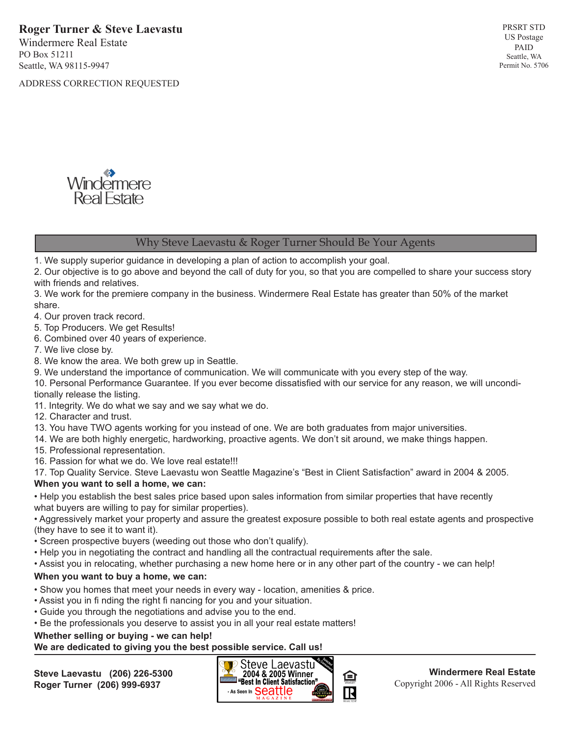**Roger Turner & Steve Laevastu**
Windermere Real Estate
PO Box 51211
Seattle, WA 98115-9947

ADDRESS CORRECTION REQUESTED

PRSRT STD
US Postage
PAID
Seattle, WA
Permit No. 5706

Windermere
Real Estate

## Why Steve Laevastu & Roger Turner Should Be Your Agents

1. We supply superior guidance in developing a plan of action to accomplish your goal.
2. Our objective is to go above and beyond the call of duty for you, so that you are compelled to share your success story with friends and relatives.
3. We work for the premiere company in the business. Windermere Real Estate has greater than 50% of the market share.
4. Our proven track record.
5. Top Producers. We get Results!
6. Combined over 40 years of experience.
7. We live close by.
8. We know the area. We both grew up in Seattle.
9. We understand the importance of communication. We will communicate with you every step of the way.
10. Personal Performance Guarantee. If you ever become dissatisfied with our service for any reason, we will unconditionally release the listing.
11. Integrity. We do what we say and we say what we do.
12. Character and trust.
13. You have TWO agents working for you instead of one. We are both graduates from major universities.
14. We are both highly energetic, hardworking, proactive agents. We don't sit around, we make things happen.
15. Professional representation.
16. Passion for what we do. We love real estate!!!
17. Top Quality Service. Steve Laevastu won Seattle Magazine's "Best in Client Satisfaction" award in 2004 & 2005.

**When you want to sell a home, we can:**

- Help you establish the best sales price based upon sales information from similar properties that have recently what buyers are willing to pay for similar properties).
- Aggressively market your property and assure the greatest exposure possible to both real estate agents and prospective (they have to see it to want it).
- Screen prospective buyers (weeding out those who don't qualify).
- Help you in negotiating the contract and handling all the contractual requirements after the sale.
- Assist you in relocating, whether purchasing a new home here or in any other part of the country - we can help!

**When you want to buy a home, we can:**

- Show you homes that meet your needs in every way - location, amenities & price.
- Assist you in finding the right financing for you and your situation.
- Guide you through the negotiations and advise you to the end.
- Be the professionals you deserve to assist you in all your real estate matters!

**Whether selling or buying - we can help!**
**We are dedicated to giving you the best possible service. Call us!**

**Steve Laevastu (206) 226-5300**
**Roger Turner (206) 999-6937**

Steve Laevastu
2004 & 2005 Winner
"Best In Client Satisfaction"
- As Seen In Seattle Magazine

**Windermere Real Estate**
Copyright 2006 - All Rights Reserved